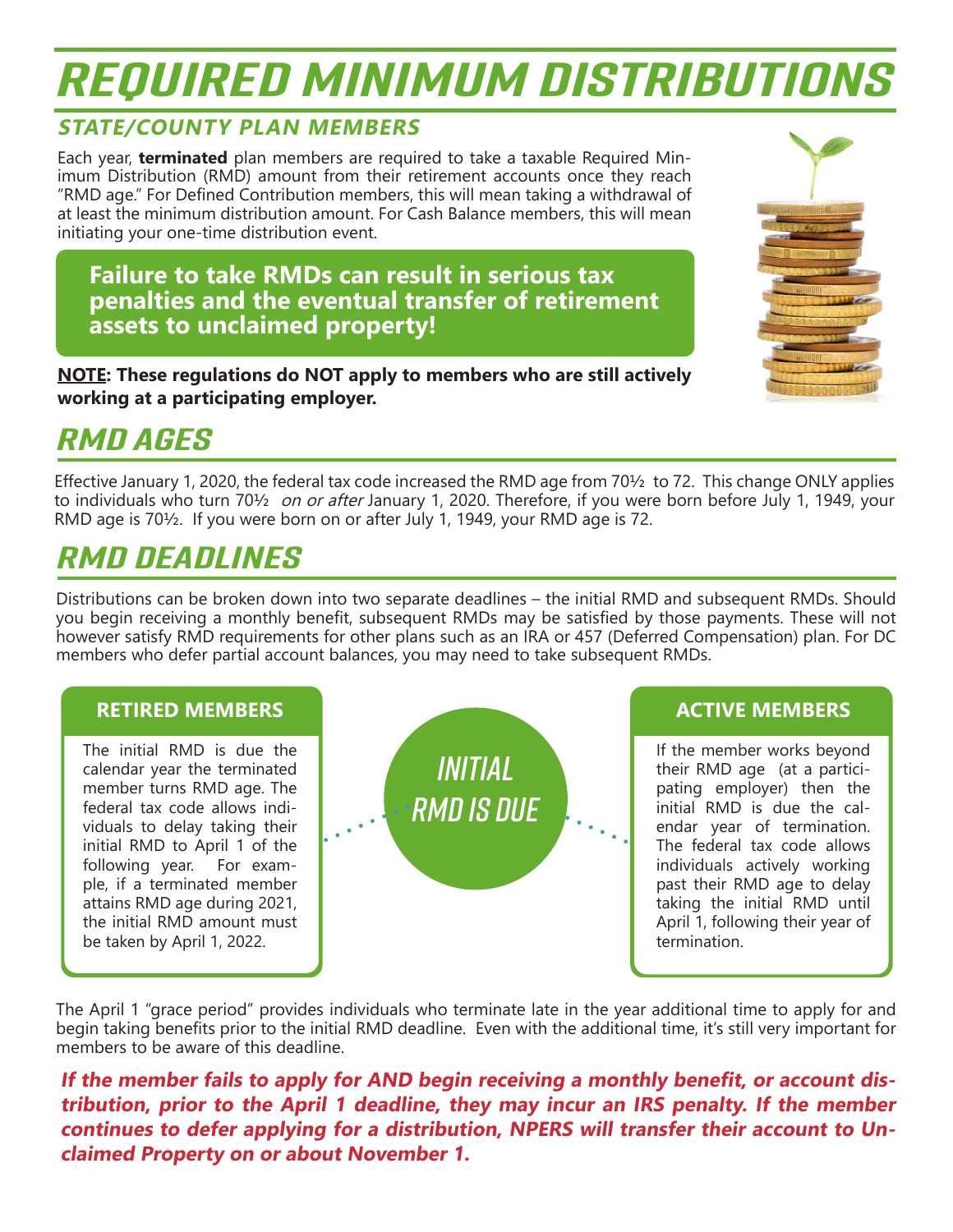# REQUIRED MINIMUM DISTRIBUTIONS

## STATE/COUNTY PLAN MEMBERS

Each year, **terminated** plan members are required to take a taxable Required Minimum Distribution (RMD) amount from their retirement accounts once they reach "RMD age." For Defined Contribution members, this will mean taking a withdrawal of at least the minimum distribution amount. For Cash Balance members, this will mean initiating your one-time distribution event.

**Failure to take RMDs can result in serious tax penalties and the eventual transfer of retirement assets to unclaimed property!**

**NOTE: These regulations do NOT apply to members who are still actively working at a participating employer.**

## RMD AGES

Effective January 1, 2020, the federal tax code increased the RMD age from 70½ to 72. This change ONLY applies to individuals who turn 70½ *on or after* January 1, 2020. Therefore, if you were born before July 1, 1949, your RMD age is 70½. If you were born on or after July 1, 1949, your RMD age is 72.

## RMD DEADLINES

Distributions can be broken down into two separate deadlines – the initial RMD and subsequent RMDs. Should you begin receiving a monthly benefit, subsequent RMDs may be satisfied by those payments. These will not however satisfy RMD requirements for other plans such as an IRA or 457 (Deferred Compensation) plan. For DC members who defer partial account balances, you may need to take subsequent RMDs.

### INITIAL RMD IS DUE

**RETIRED MEMBERS**

The initial RMD is due the calendar year the terminated member turns RMD age. The federal tax code allows individuals to delay taking their initial RMD to April 1 of the following year. For example, if a terminated member attains RMD age during 2021, the initial RMD amount must be taken by April 1, 2022.

**ACTIVE MEMBERS**

If the member works beyond their RMD age (at a participating employer) then the initial RMD is due the calendar year of termination. The federal tax code allows individuals actively working past their RMD age to delay taking the initial RMD until April 1, following their year of termination.

The April 1 "grace period" provides individuals who terminate late in the year additional time to apply for and begin taking benefits prior to the initial RMD deadline. Even with the additional time, it's still very important for members to be aware of this deadline.

***If the member fails to apply for AND begin receiving a monthly benefit, or account distribution, prior to the April 1 deadline, they may incur an IRS penalty. If the member continues to defer applying for a distribution, NPERS will transfer their account to Unclaimed Property on or about November 1.***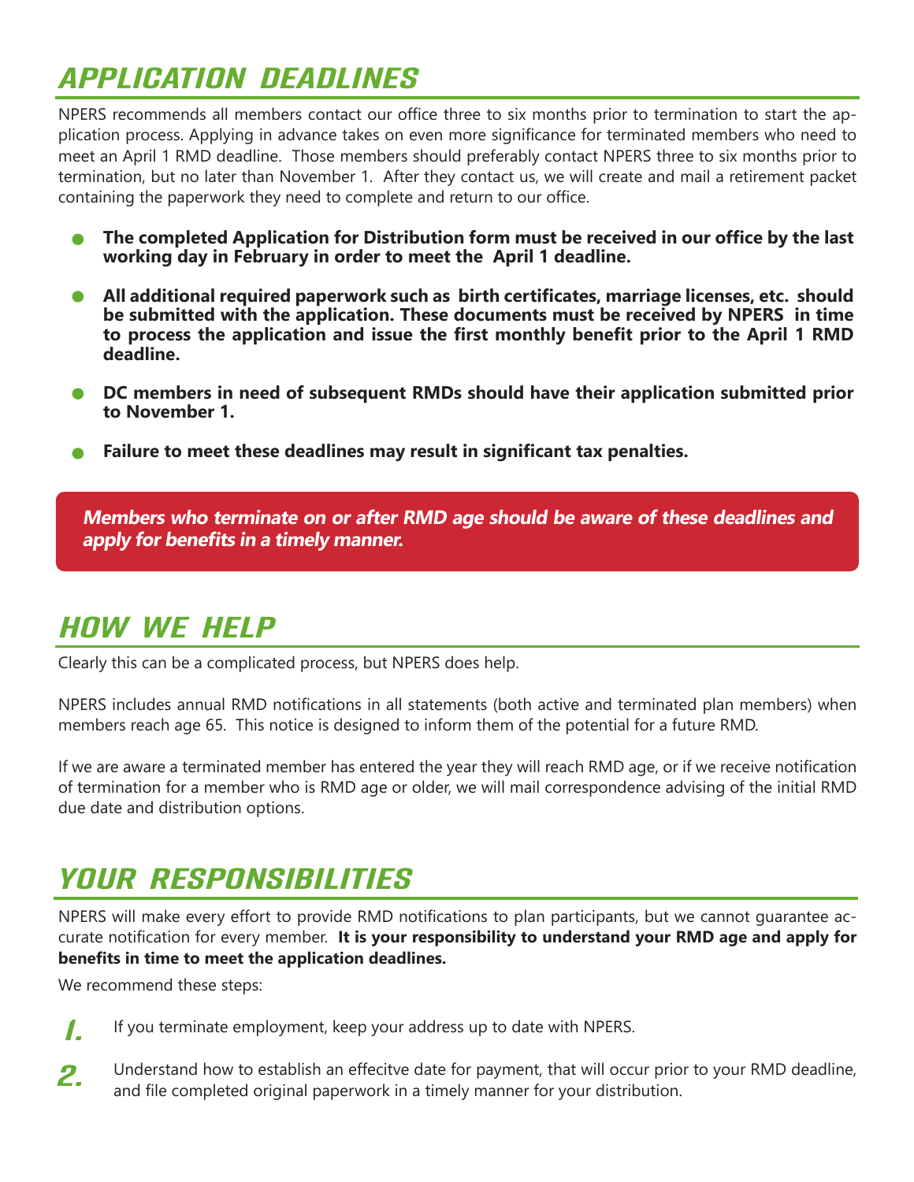## APPLICATION DEADLINES

NPERS recommends all members contact our office three to six months prior to termination to start the application process. Applying in advance takes on even more significance for terminated members who need to meet an April 1 RMD deadline. Those members should preferably contact NPERS three to six months prior to termination, but no later than November 1. After they contact us, we will create and mail a retirement packet containing the paperwork they need to complete and return to our office.

- **The completed Application for Distribution form must be received in our office by the last working day in February in order to meet the April 1 deadline.**
- **All additional required paperwork such as birth certificates, marriage licenses, etc. should be submitted with the application. These documents must be received by NPERS in time to process the application and issue the first monthly benefit prior to the April 1 RMD deadline.**
- **DC members in need of subsequent RMDs should have their application submitted prior to November 1.**
- **Failure to meet these deadlines may result in significant tax penalties.**

***Members who terminate on or after RMD age should be aware of these deadlines and apply for benefits in a timely manner.***

## HOW WE HELP

Clearly this can be a complicated process, but NPERS does help.

NPERS includes annual RMD notifications in all statements (both active and terminated plan members) when members reach age 65. This notice is designed to inform them of the potential for a future RMD.

If we are aware a terminated member has entered the year they will reach RMD age, or if we receive notification of termination for a member who is RMD age or older, we will mail correspondence advising of the initial RMD due date and distribution options.

## YOUR RESPONSIBILITIES

NPERS will make every effort to provide RMD notifications to plan participants, but we cannot guarantee accurate notification for every member. **It is your responsibility to understand your RMD age and apply for benefits in time to meet the application deadlines.**

We recommend these steps:

1. If you terminate employment, keep your address up to date with NPERS.
2. Understand how to establish an effecitve date for payment, that will occur prior to your RMD deadline, and file completed original paperwork in a timely manner for your distribution.